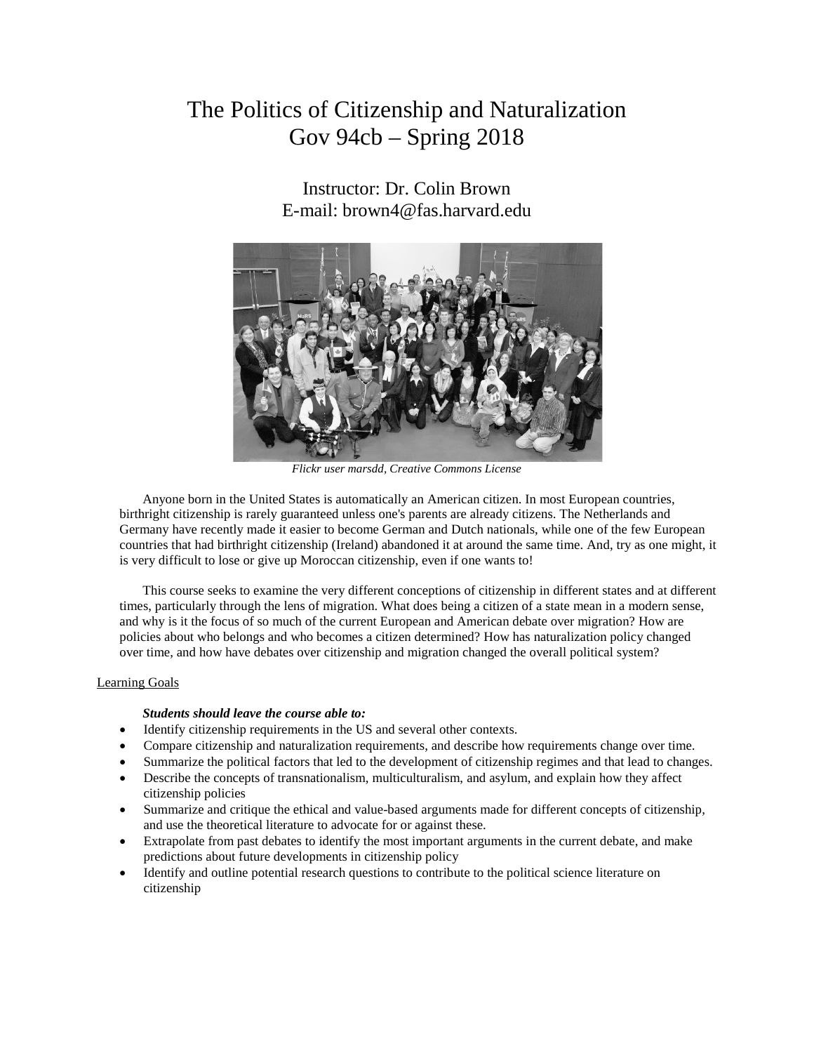# The Politics of Citizenship and Naturalization
# Gov 94cb – Spring 2018

Instructor: Dr. Colin Brown
E-mail: brown4@fas.harvard.edu

*Flickr user marsdd, Creative Commons License*

Anyone born in the United States is automatically an American citizen. In most European countries, birthright citizenship is rarely guaranteed unless one's parents are already citizens. The Netherlands and Germany have recently made it easier to become German and Dutch nationals, while one of the few European countries that had birthright citizenship (Ireland) abandoned it at around the same time. And, try as one might, it is very difficult to lose or give up Moroccan citizenship, even if one wants to!

This course seeks to examine the very different conceptions of citizenship in different states and at different times, particularly through the lens of migration. What does being a citizen of a state mean in a modern sense, and why is it the focus of so much of the current European and American debate over migration? How are policies about who belongs and who becomes a citizen determined? How has naturalization policy changed over time, and how have debates over citizenship and migration changed the overall political system?

## Learning Goals

***Students should leave the course able to:***

- Identify citizenship requirements in the US and several other contexts.
- Compare citizenship and naturalization requirements, and describe how requirements change over time.
- Summarize the political factors that led to the development of citizenship regimes and that lead to changes.
- Describe the concepts of transnationalism, multiculturalism, and asylum, and explain how they affect citizenship policies
- Summarize and critique the ethical and value-based arguments made for different concepts of citizenship, and use the theoretical literature to advocate for or against these.
- Extrapolate from past debates to identify the most important arguments in the current debate, and make predictions about future developments in citizenship policy
- Identify and outline potential research questions to contribute to the political science literature on citizenship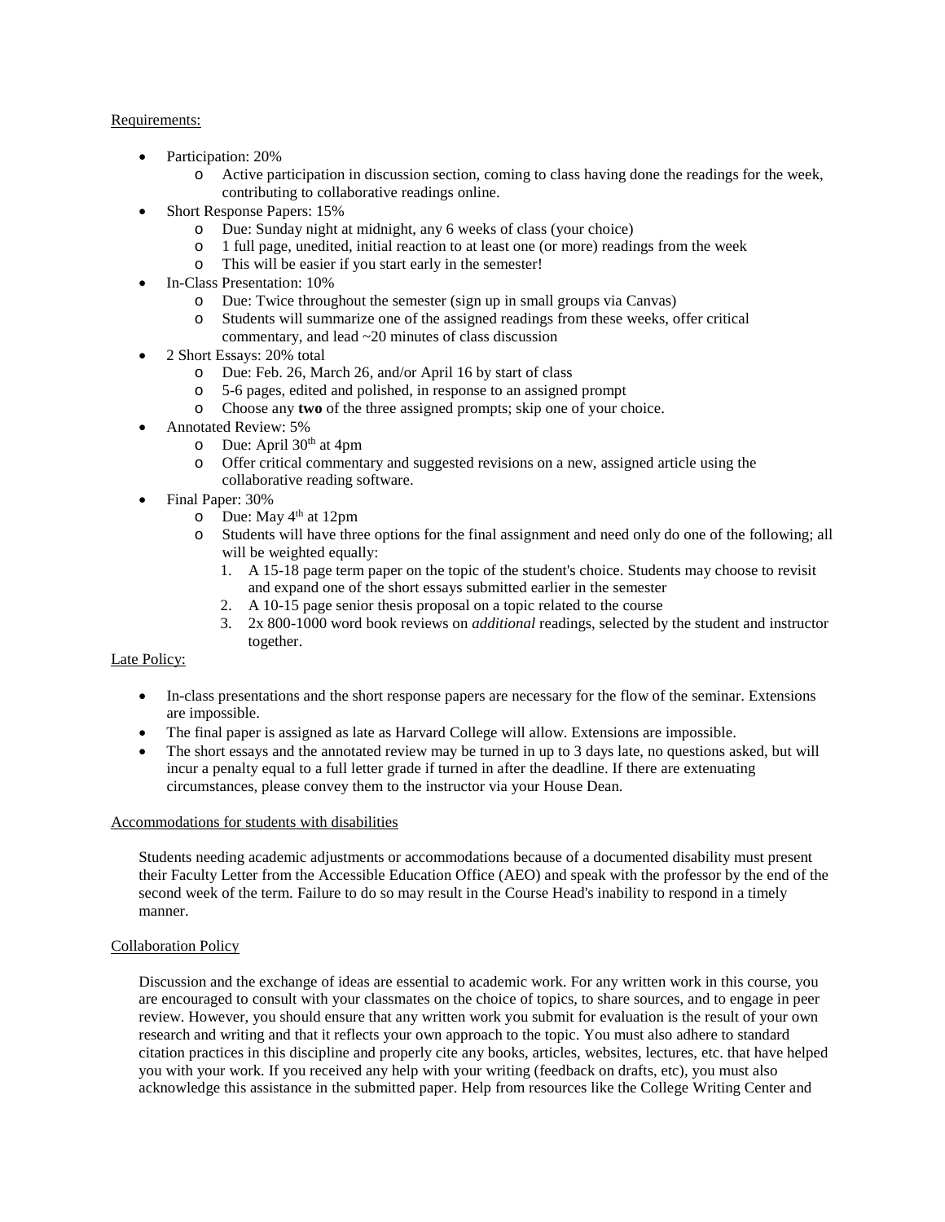Requirements:

- Participation: 20%
  - Active participation in discussion section, coming to class having done the readings for the week, contributing to collaborative readings online.
- Short Response Papers: 15%
  - Due: Sunday night at midnight, any 6 weeks of class (your choice)
  - 1 full page, unedited, initial reaction to at least one (or more) readings from the week
  - This will be easier if you start early in the semester!
- In-Class Presentation: 10%
  - Due: Twice throughout the semester (sign up in small groups via Canvas)
  - Students will summarize one of the assigned readings from these weeks, offer critical commentary, and lead ~20 minutes of class discussion
- 2 Short Essays: 20% total
  - Due: Feb. 26, March 26, and/or April 16 by start of class
  - 5-6 pages, edited and polished, in response to an assigned prompt
  - Choose any **two** of the three assigned prompts; skip one of your choice.
- Annotated Review: 5%
  - Due: April 30th at 4pm
  - Offer critical commentary and suggested revisions on a new, assigned article using the collaborative reading software.
- Final Paper: 30%
  - Due: May 4th at 12pm
  - Students will have three options for the final assignment and need only do one of the following; all will be weighted equally:
    1. A 15-18 page term paper on the topic of the student's choice. Students may choose to revisit and expand one of the short essays submitted earlier in the semester
    2. A 10-15 page senior thesis proposal on a topic related to the course
    3. 2x 800-1000 word book reviews on *additional* readings, selected by the student and instructor together.

Late Policy:

- In-class presentations and the short response papers are necessary for the flow of the seminar. Extensions are impossible.
- The final paper is assigned as late as Harvard College will allow. Extensions are impossible.
- The short essays and the annotated review may be turned in up to 3 days late, no questions asked, but will incur a penalty equal to a full letter grade if turned in after the deadline. If there are extenuating circumstances, please convey them to the instructor via your House Dean.

Accommodations for students with disabilities

Students needing academic adjustments or accommodations because of a documented disability must present their Faculty Letter from the Accessible Education Office (AEO) and speak with the professor by the end of the second week of the term. Failure to do so may result in the Course Head's inability to respond in a timely manner.

Collaboration Policy

Discussion and the exchange of ideas are essential to academic work. For any written work in this course, you are encouraged to consult with your classmates on the choice of topics, to share sources, and to engage in peer review. However, you should ensure that any written work you submit for evaluation is the result of your own research and writing and that it reflects your own approach to the topic. You must also adhere to standard citation practices in this discipline and properly cite any books, articles, websites, lectures, etc. that have helped you with your work. If you received any help with your writing (feedback on drafts, etc), you must also acknowledge this assistance in the submitted paper. Help from resources like the College Writing Center and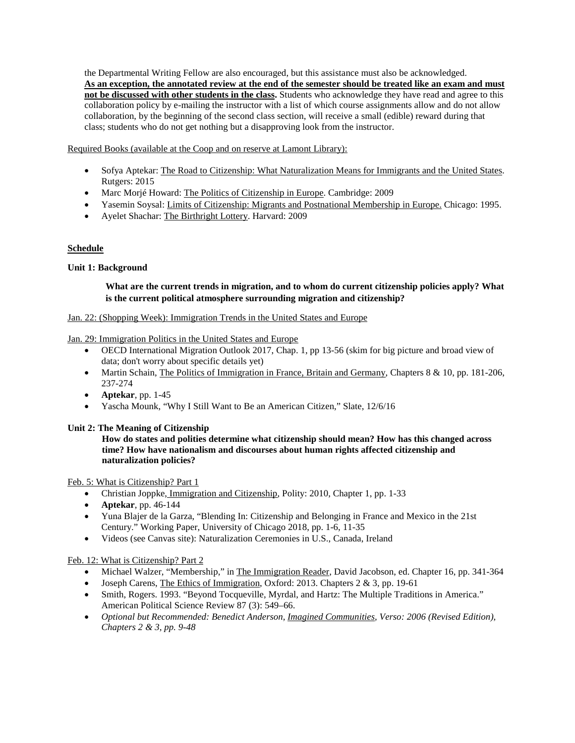the Departmental Writing Fellow are also encouraged, but this assistance must also be acknowledged. **As an exception, the annotated review at the end of the semester should be treated like an exam and must not be discussed with other students in the class.** Students who acknowledge they have read and agree to this collaboration policy by e-mailing the instructor with a list of which course assignments allow and do not allow collaboration, by the beginning of the second class section, will receive a small (edible) reward during that class; students who do not get nothing but a disapproving look from the instructor.

Required Books (available at the Coop and on reserve at Lamont Library):

- Sofya Aptekar: The Road to Citizenship: What Naturalization Means for Immigrants and the United States. Rutgers: 2015
- Marc Morjé Howard: The Politics of Citizenship in Europe. Cambridge: 2009
- Yasemin Soysal: Limits of Citizenship: Migrants and Postnational Membership in Europe. Chicago: 1995.
- Ayelet Shachar: The Birthright Lottery. Harvard: 2009

## Schedule

### Unit 1: Background

**What are the current trends in migration, and to whom do current citizenship policies apply? What is the current political atmosphere surrounding migration and citizenship?**

Jan. 22: (Shopping Week): Immigration Trends in the United States and Europe

Jan. 29: Immigration Politics in the United States and Europe

- OECD International Migration Outlook 2017, Chap. 1, pp 13-56 (skim for big picture and broad view of data; don't worry about specific details yet)
- Martin Schain, The Politics of Immigration in France, Britain and Germany, Chapters 8 & 10, pp. 181-206, 237-274
- **Aptekar**, pp. 1-45
- Yascha Mounk, "Why I Still Want to Be an American Citizen," Slate, 12/6/16

### Unit 2: The Meaning of Citizenship

**How do states and polities determine what citizenship should mean? How has this changed across time? How have nationalism and discourses about human rights affected citizenship and naturalization policies?**

Feb. 5: What is Citizenship? Part 1

- Christian Joppke, Immigration and Citizenship, Polity: 2010, Chapter 1, pp. 1-33
- **Aptekar**, pp. 46-144
- Yuna Blajer de la Garza, "Blending In: Citizenship and Belonging in France and Mexico in the 21st Century." Working Paper, University of Chicago 2018, pp. 1-6, 11-35
- Videos (see Canvas site): Naturalization Ceremonies in U.S., Canada, Ireland

Feb. 12: What is Citizenship? Part 2

- Michael Walzer, "Membership," in The Immigration Reader, David Jacobson, ed. Chapter 16, pp. 341-364
- Joseph Carens, The Ethics of Immigration, Oxford: 2013. Chapters 2 & 3, pp. 19-61
- Smith, Rogers. 1993. "Beyond Tocqueville, Myrdal, and Hartz: The Multiple Traditions in America." American Political Science Review 87 (3): 549–66.
- *Optional but Recommended: Benedict Anderson, Imagined Communities, Verso: 2006 (Revised Edition), Chapters 2 & 3, pp. 9-48*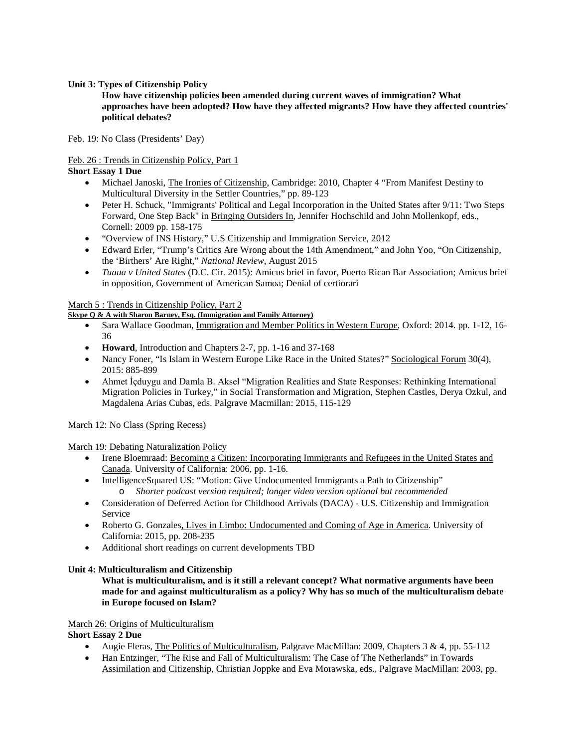**Unit 3: Types of Citizenship Policy**

**How have citizenship policies been amended during current waves of immigration? What approaches have been adopted? How have they affected migrants? How have they affected countries' political debates?**

Feb. 19: No Class (Presidents' Day)

Feb. 26 : Trends in Citizenship Policy, Part 1

**Short Essay 1 Due**

- Michael Janoski, The Ironies of Citizenship, Cambridge: 2010, Chapter 4 "From Manifest Destiny to Multicultural Diversity in the Settler Countries," pp. 89-123
- Peter H. Schuck, "Immigrants' Political and Legal Incorporation in the United States after 9/11: Two Steps Forward, One Step Back" in Bringing Outsiders In, Jennifer Hochschild and John Mollenkopf, eds., Cornell: 2009 pp. 158-175
- "Overview of INS History," U.S Citizenship and Immigration Service, 2012
- Edward Erler, "Trump's Critics Are Wrong about the 14th Amendment," and John Yoo, "On Citizenship, the 'Birthers' Are Right," *National Review*, August 2015
- *Tuaua v United States* (D.C. Cir. 2015): Amicus brief in favor, Puerto Rican Bar Association; Amicus brief in opposition, Government of American Samoa; Denial of certiorari

March 5 : Trends in Citizenship Policy, Part 2

**Skype Q & A with Sharon Barney, Esq. (Immigration and Family Attorney)**

- Sara Wallace Goodman, Immigration and Member Politics in Western Europe, Oxford: 2014. pp. 1-12, 16-36
- **Howard**, Introduction and Chapters 2-7, pp. 1-16 and 37-168
- Nancy Foner, "Is Islam in Western Europe Like Race in the United States?" Sociological Forum 30(4), 2015: 885-899
- Ahmet İçduygu and Damla B. Aksel "Migration Realities and State Responses: Rethinking International Migration Policies in Turkey," in Social Transformation and Migration, Stephen Castles, Derya Ozkul, and Magdalena Arias Cubas, eds. Palgrave Macmillan: 2015, 115-129

March 12: No Class (Spring Recess)

March 19: Debating Naturalization Policy

- Irene Bloemraad: Becoming a Citizen: Incorporating Immigrants and Refugees in the United States and Canada. University of California: 2006, pp. 1-16.
- IntelligenceSquared US: "Motion: Give Undocumented Immigrants a Path to Citizenship"
  - *Shorter podcast version required; longer video version optional but recommended*
- Consideration of Deferred Action for Childhood Arrivals (DACA) - U.S. Citizenship and Immigration Service
- Roberto G. Gonzales, Lives in Limbo: Undocumented and Coming of Age in America. University of California: 2015, pp. 208-235
- Additional short readings on current developments TBD

**Unit 4: Multiculturalism and Citizenship**

**What is multiculturalism, and is it still a relevant concept? What normative arguments have been made for and against multiculturalism as a policy? Why has so much of the multiculturalism debate in Europe focused on Islam?**

March 26: Origins of Multiculturalism

**Short Essay 2 Due**

- Augie Fleras, The Politics of Multiculturalism, Palgrave MacMillan: 2009, Chapters 3 & 4, pp. 55-112
- Han Entzinger, "The Rise and Fall of Multiculturalism: The Case of The Netherlands" in Towards Assimilation and Citizenship, Christian Joppke and Eva Morawska, eds., Palgrave MacMillan: 2003, pp.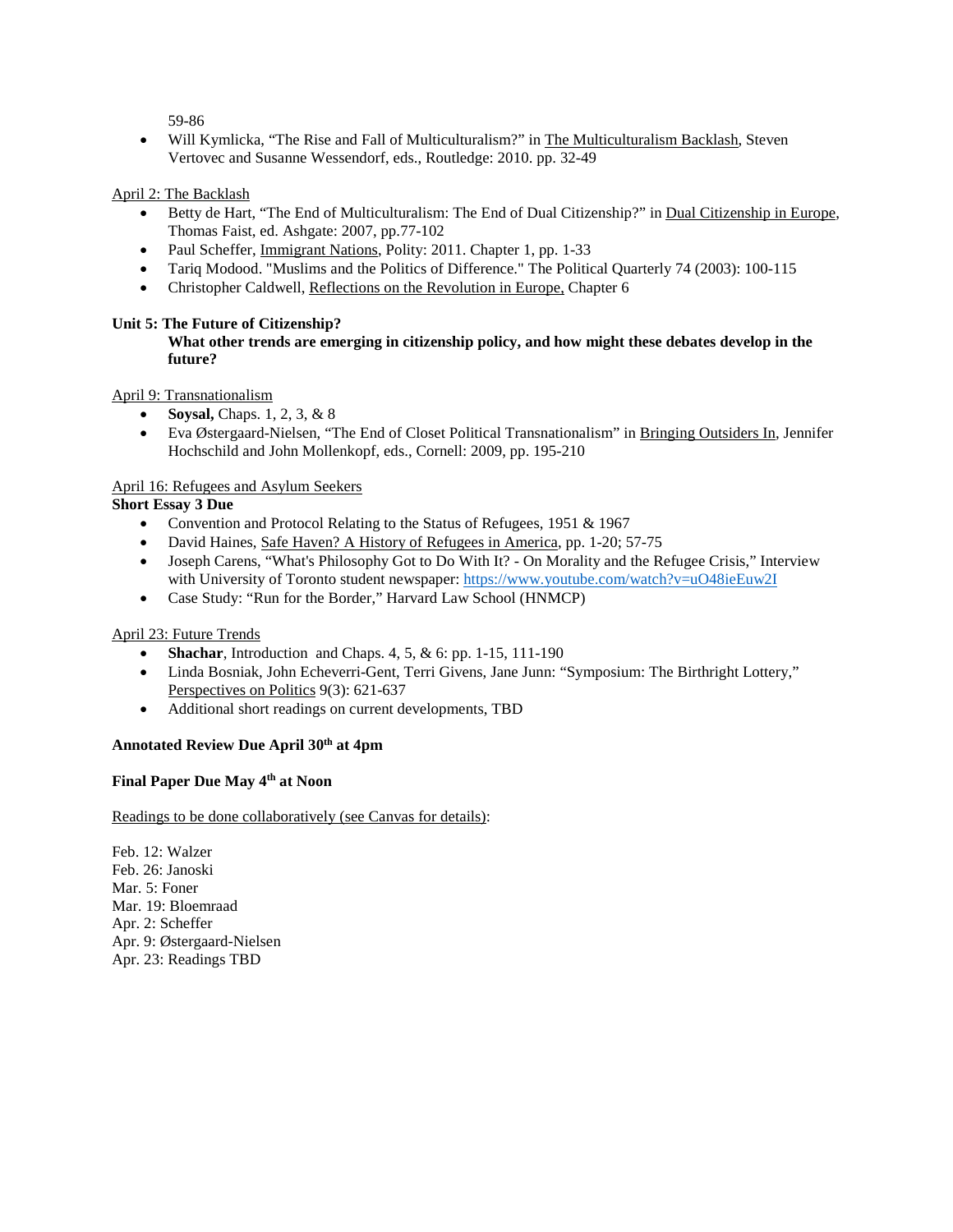59-86

- Will Kymlicka, "The Rise and Fall of Multiculturalism?" in The Multiculturalism Backlash, Steven Vertovec and Susanne Wessendorf, eds., Routledge: 2010. pp. 32-49

April 2: The Backlash

- Betty de Hart, "The End of Multiculturalism: The End of Dual Citizenship?" in Dual Citizenship in Europe, Thomas Faist, ed. Ashgate: 2007, pp.77-102
- Paul Scheffer, Immigrant Nations, Polity: 2011. Chapter 1, pp. 1-33
- Tariq Modood. "Muslims and the Politics of Difference." The Political Quarterly 74 (2003): 100-115
- Christopher Caldwell, Reflections on the Revolution in Europe, Chapter 6

**Unit 5: The Future of Citizenship?**

**What other trends are emerging in citizenship policy, and how might these debates develop in the future?**

April 9: Transnationalism

- **Soysal,** Chaps. 1, 2, 3, & 8
- Eva Østergaard-Nielsen, "The End of Closet Political Transnationalism" in Bringing Outsiders In, Jennifer Hochschild and John Mollenkopf, eds., Cornell: 2009, pp. 195-210

April 16: Refugees and Asylum Seekers

**Short Essay 3 Due**

- Convention and Protocol Relating to the Status of Refugees, 1951 & 1967
- David Haines, Safe Haven? A History of Refugees in America, pp. 1-20; 57-75
- Joseph Carens, "What's Philosophy Got to Do With It? - On Morality and the Refugee Crisis," Interview with University of Toronto student newspaper: https://www.youtube.com/watch?v=uO48ieEuw2I
- Case Study: "Run for the Border," Harvard Law School (HNMCP)

April 23: Future Trends

- **Shachar**, Introduction and Chaps. 4, 5, & 6: pp. 1-15, 111-190
- Linda Bosniak, John Echeverri-Gent, Terri Givens, Jane Junn: "Symposium: The Birthright Lottery," Perspectives on Politics 9(3): 621-637
- Additional short readings on current developments, TBD

**Annotated Review Due April 30th at 4pm**

**Final Paper Due May 4th at Noon**

Readings to be done collaboratively (see Canvas for details):

Feb. 12: Walzer
Feb. 26: Janoski
Mar. 5: Foner
Mar. 19: Bloemraad
Apr. 2: Scheffer
Apr. 9: Østergaard-Nielsen
Apr. 23: Readings TBD